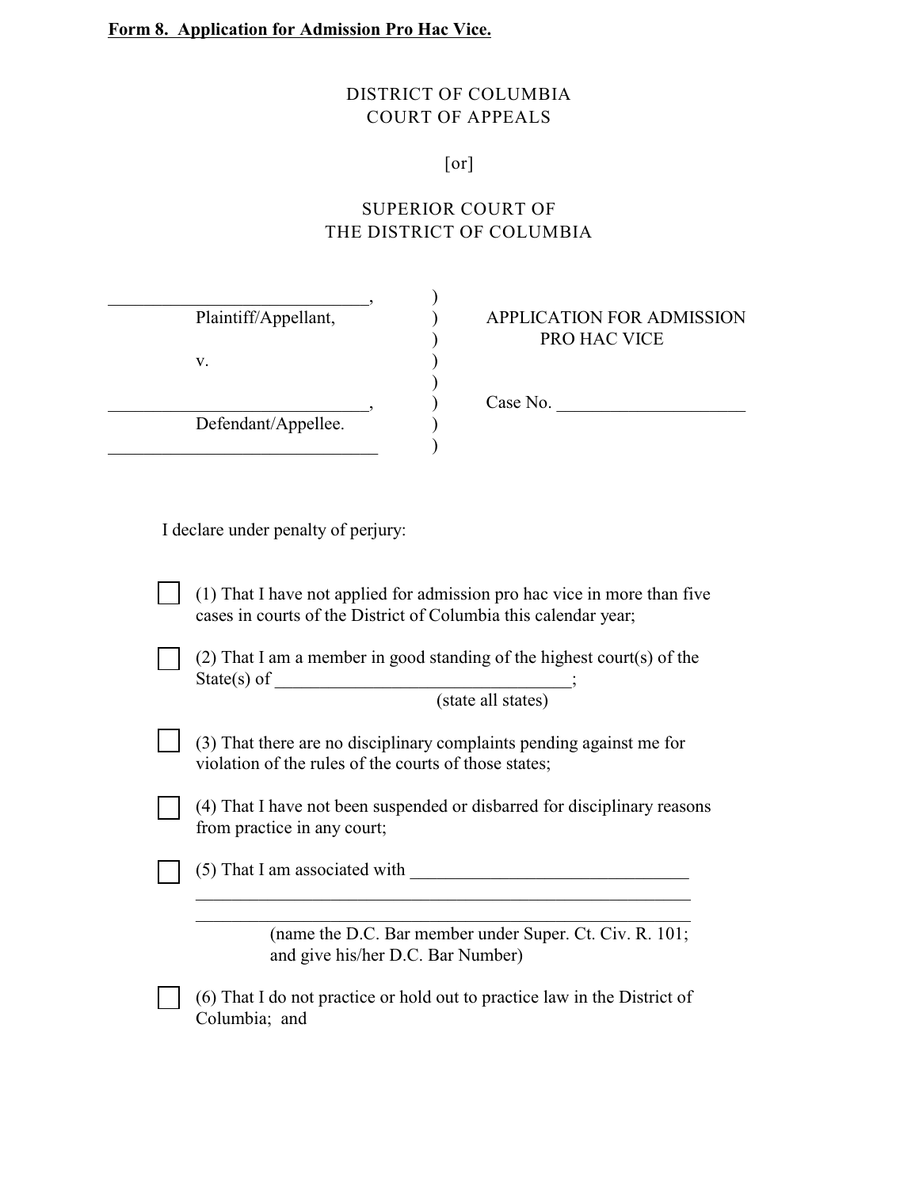**Form 8. Application for Admission Pro Hac Vice.**

DISTRICT OF COLUMBIA
COURT OF APPEALS

[or]

SUPERIOR COURT OF
THE DISTRICT OF COLUMBIA

| | | |
|---|---|---|
| ____________________________, | ) | |
| Plaintiff/Appellant, | ) | APPLICATION FOR ADMISSION PRO HAC VICE |
| | ) | |
| v. | ) | |
| | ) | |
| ____________________________, | ) | Case No. _____________________ |
| Defendant/Appellee. | ) | |
| ______________________________ | ) | |

I declare under penalty of perjury:

☐ (1) That I have not applied for admission pro hac vice in more than five cases in courts of the District of Columbia this calendar year;

☐ (2) That I am a member in good standing of the highest court(s) of the State(s) of _________________________________;
(state all states)

☐ (3) That there are no disciplinary complaints pending against me for violation of the rules of the courts of those states;

☐ (4) That I have not been suspended or disbarred for disciplinary reasons from practice in any court;

☐ (5) That I am associated with _______________________________
_________________________________________________________
_________________________________________________________
(name the D.C. Bar member under Super. Ct. Civ. R. 101; and give his/her D.C. Bar Number)

☐ (6) That I do not practice or hold out to practice law in the District of Columbia; and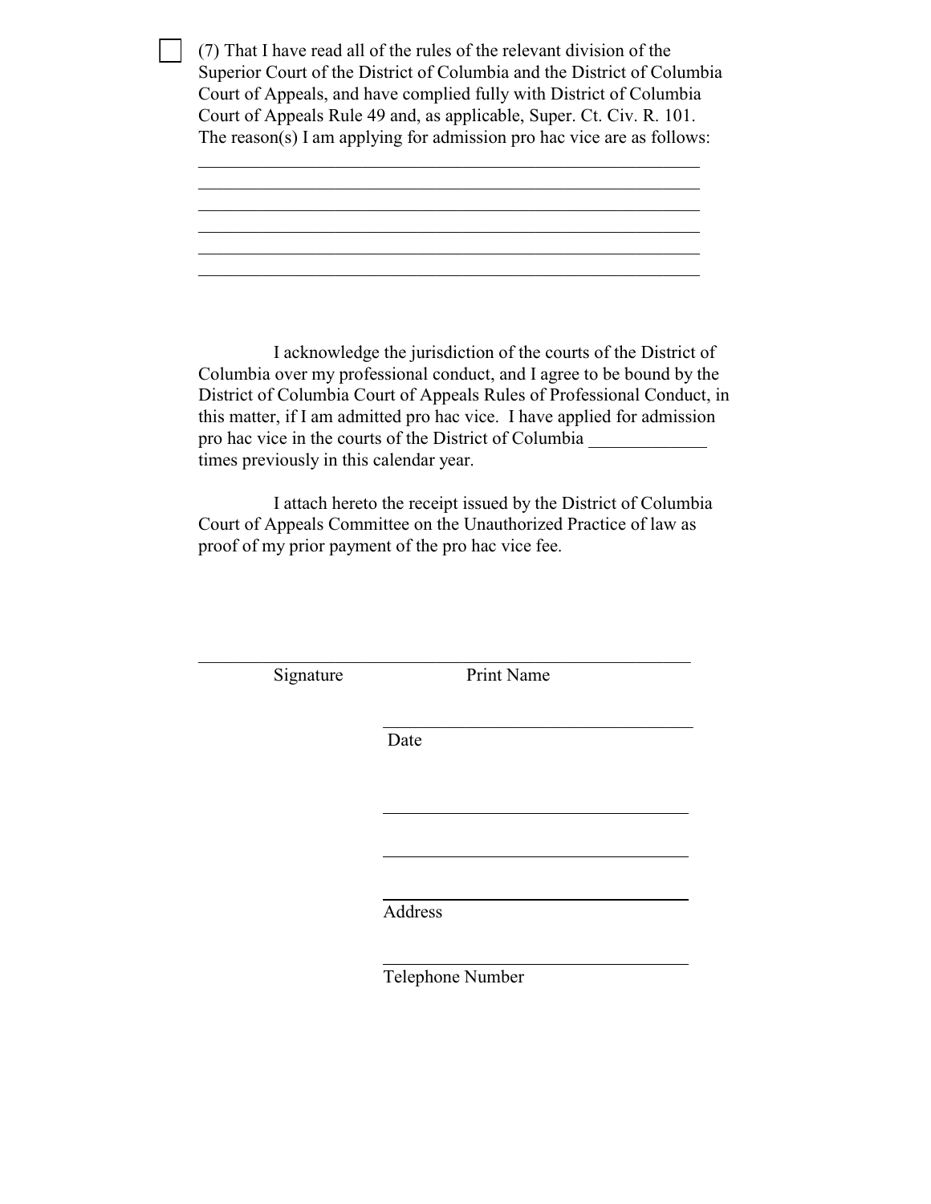☐ (7) That I have read all of the rules of the relevant division of the Superior Court of the District of Columbia and the District of Columbia Court of Appeals, and have complied fully with District of Columbia Court of Appeals Rule 49 and, as applicable, Super. Ct. Civ. R. 101. The reason(s) I am applying for admission pro hac vice are as follows:

______________________________________________________________
______________________________________________________________
______________________________________________________________
______________________________________________________________
______________________________________________________________
______________________________________________________________

I acknowledge the jurisdiction of the courts of the District of Columbia over my professional conduct, and I agree to be bound by the District of Columbia Court of Appeals Rules of Professional Conduct, in this matter, if I am admitted pro hac vice. I have applied for admission pro hac vice in the courts of the District of Columbia _____________ times previously in this calendar year.

I attach hereto the receipt issued by the District of Columbia Court of Appeals Committee on the Unauthorized Practice of law as proof of my prior payment of the pro hac vice fee.

______________________________________________________________
Signature Print Name

___________________________________
Date

___________________________________

___________________________________

___________________________________
Address

___________________________________
Telephone Number